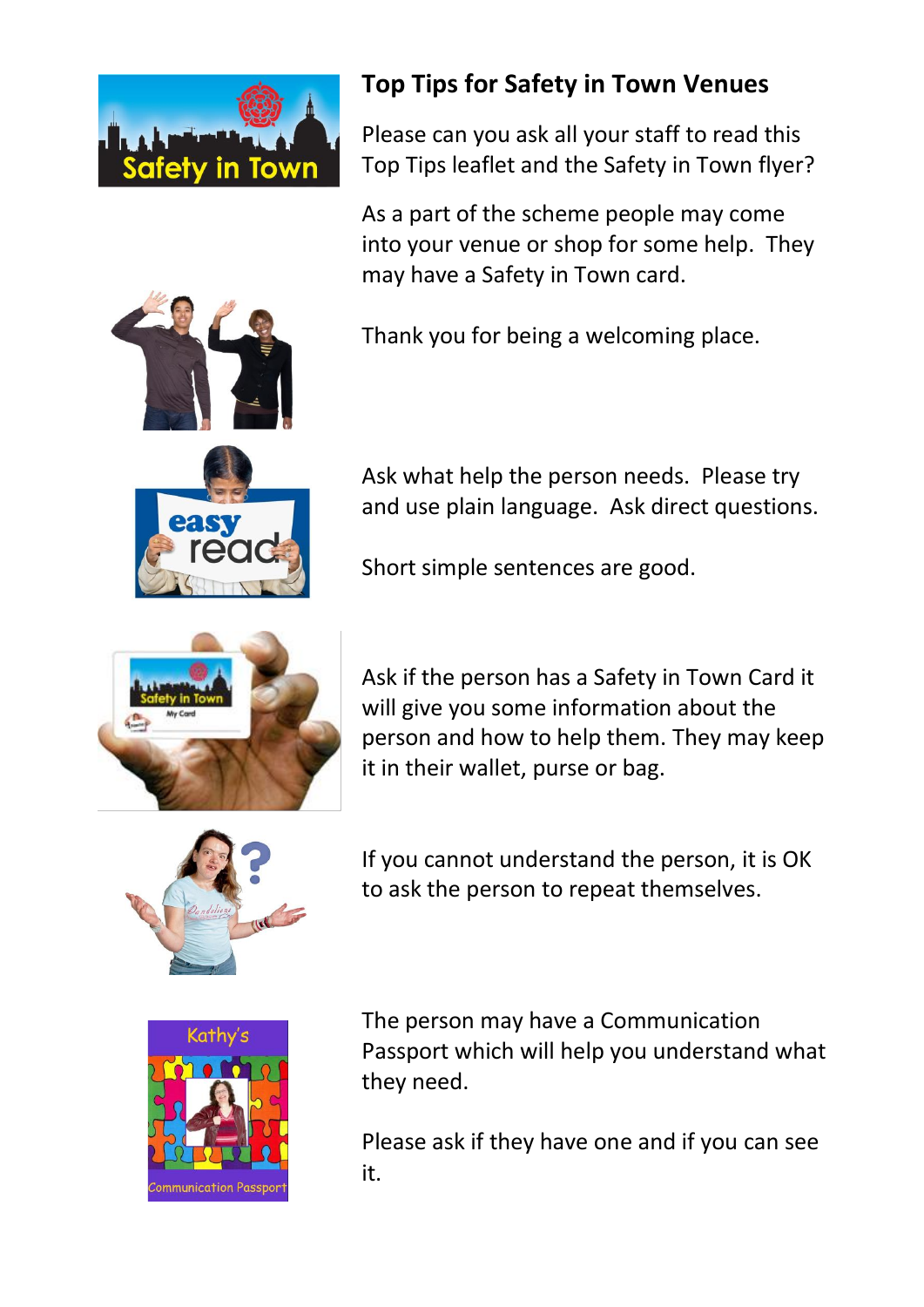## Top Tips for Safety in Town Venues

Please can you ask all your staff to read this Top Tips leaflet and the Safety in Town flyer?

As a part of the scheme people may come into your venue or shop for some help. They may have a Safety in Town card.

Thank you for being a welcoming place.

Ask what help the person needs. Please try and use plain language. Ask direct questions.

Short simple sentences are good.

Ask if the person has a Safety in Town Card it will give you some information about the person and how to help them. They may keep it in their wallet, purse or bag.

If you cannot understand the person, it is OK to ask the person to repeat themselves.

The person may have a Communication Passport which will help you understand what they need.

Please ask if they have one and if you can see it.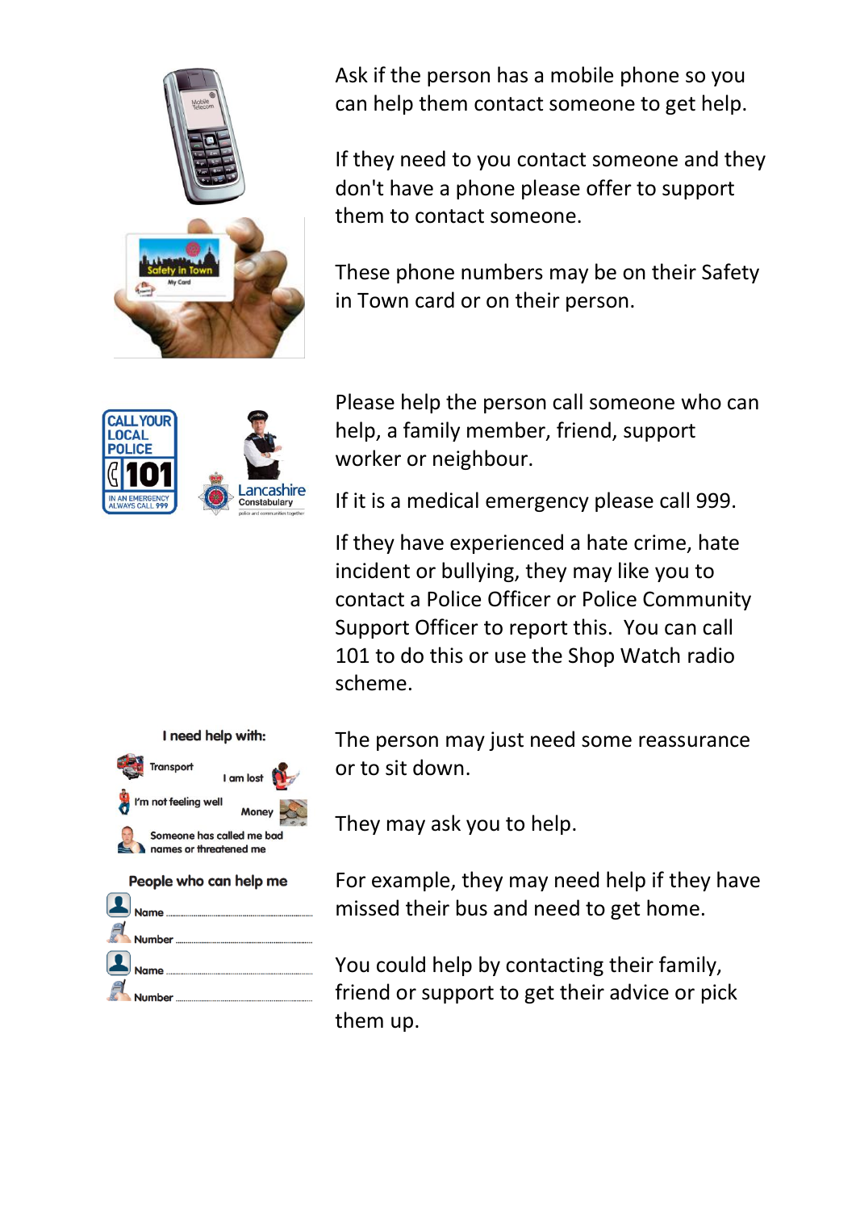Ask if the person has a mobile phone so you can help them contact someone to get help.

If they need to you contact someone and they don't have a phone please offer to support them to contact someone.

These phone numbers may be on their Safety in Town card or on their person.

Please help the person call someone who can help, a family member, friend, support worker or neighbour.

If it is a medical emergency please call 999.

If they have experienced a hate crime, hate incident or bullying, they may like you to contact a Police Officer or Police Community Support Officer to report this. You can call 101 to do this or use the Shop Watch radio scheme.

The person may just need some reassurance or to sit down.

They may ask you to help.

For example, they may need help if they have missed their bus and need to get home.

You could help by contacting their family, friend or support to get their advice or pick them up.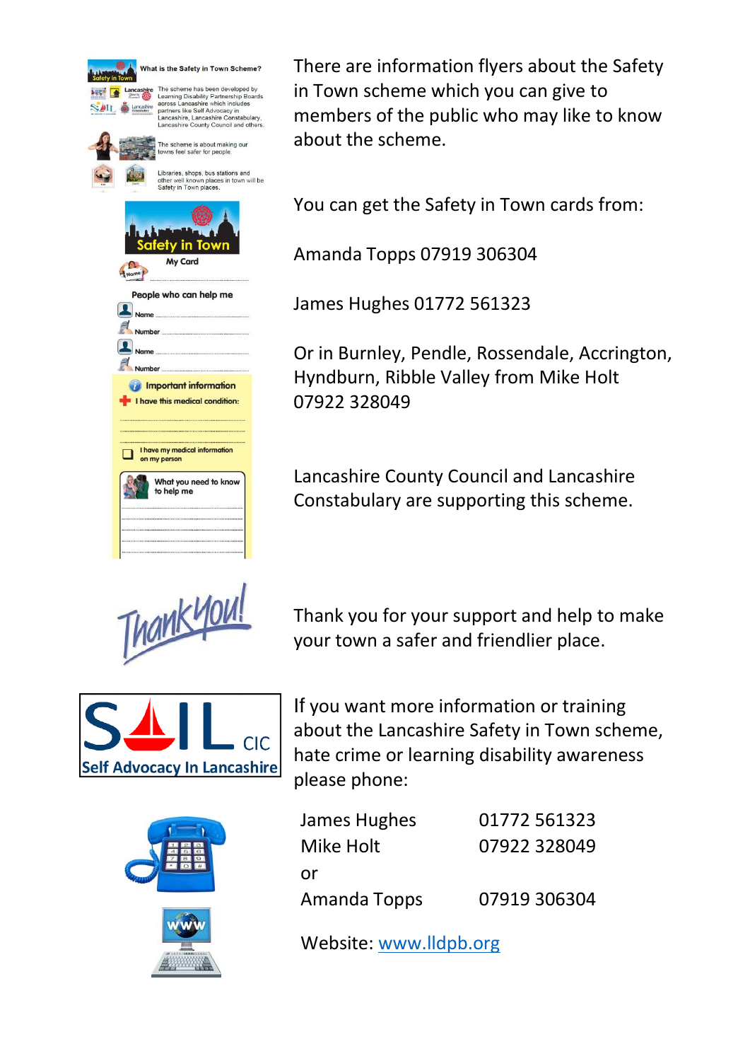There are information flyers about the Safety in Town scheme which you can give to members of the public who may like to know about the scheme.

You can get the Safety in Town cards from:

Amanda Topps 07919 306304

James Hughes 01772 561323

Or in Burnley, Pendle, Rossendale, Accrington, Hyndburn, Ribble Valley from Mike Holt 07922 328049

Lancashire County Council and Lancashire Constabulary are supporting this scheme.

Thank you for your support and help to make your town a safer and friendlier place.

If you want more information or training about the Lancashire Safety in Town scheme, hate crime or learning disability awareness please phone:

| | |
|---|---|
| James Hughes | 01772 561323 |
| Mike Holt | 07922 328049 |
| or | |
| Amanda Topps | 07919 306304 |

Website: [www.lldpb.org](http://www.lldpb.org)